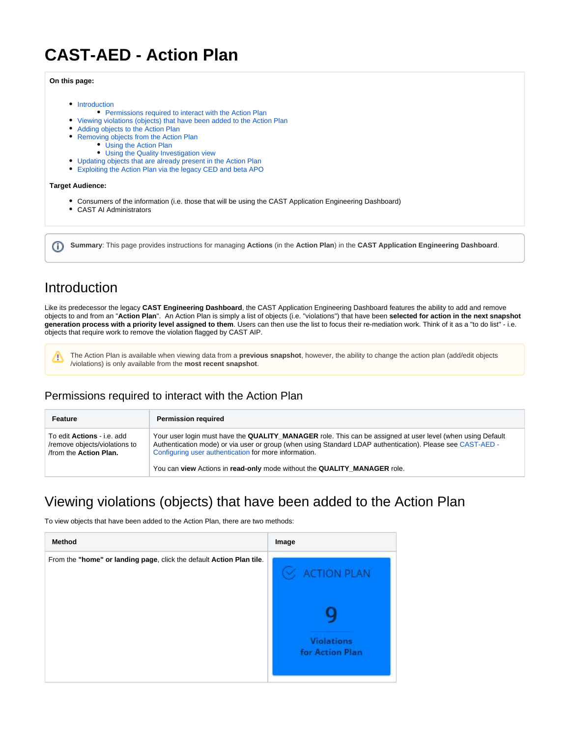# CAST-AED - Action Plan

**On this page:**

- Introduction
    - Permissions required to interact with the Action Plan
- Viewing violations (objects) that have been added to the Action Plan
- Adding objects to the Action Plan
- Removing objects from the Action Plan
    - Using the Action Plan
    - Using the Quality Investigation view
- Updating objects that are already present in the Action Plan
- Exploiting the Action Plan via the legacy CED and beta APO

**Target Audience:**

- Consumers of the information (i.e. those that will be using the CAST Application Engineering Dashboard)
- CAST AI Administrators

**Summary**: This page provides instructions for managing **Actions** (in the **Action Plan**) in the **CAST Application Engineering Dashboard**.

## Introduction

Like its predecessor the legacy **CAST Engineering Dashboard**, the CAST Application Engineering Dashboard features the ability to add and remove objects to and from an "**Action Plan**". An Action Plan is simply a list of objects (i.e. "violations") that have been **selected for action in the next snapshot generation process with a priority level assigned to them**. Users can then use the list to focus their re-mediation work. Think of it as a "to do list" - i.e. objects that require work to remove the violation flagged by CAST AIP.

The Action Plan is available when viewing data from a **previous snapshot**, however, the ability to change the action plan (add/edit objects /violations) is only available from the **most recent snapshot**.

### Permissions required to interact with the Action Plan

| Feature | Permission required |
|---|---|
| To edit **Actions** - i.e. add /remove objects/violations to /from the **Action Plan.** | Your user login must have the **QUALITY_MANAGER** role. This can be assigned at user level (when using Default Authentication mode) or via user or group (when using Standard LDAP authentication). Please see CAST-AED - Configuring user authentication for more information.<br><br>You can **view** Actions in **read-only** mode without the **QUALITY_MANAGER** role. |

## Viewing violations (objects) that have been added to the Action Plan

To view objects that have been added to the Action Plan, there are two methods:

| Method | Image |
|---|---|
| From the **"home" or landing page**, click the default **Action Plan tile**. | ACTION PLAN<br>9<br>Violations for Action Plan |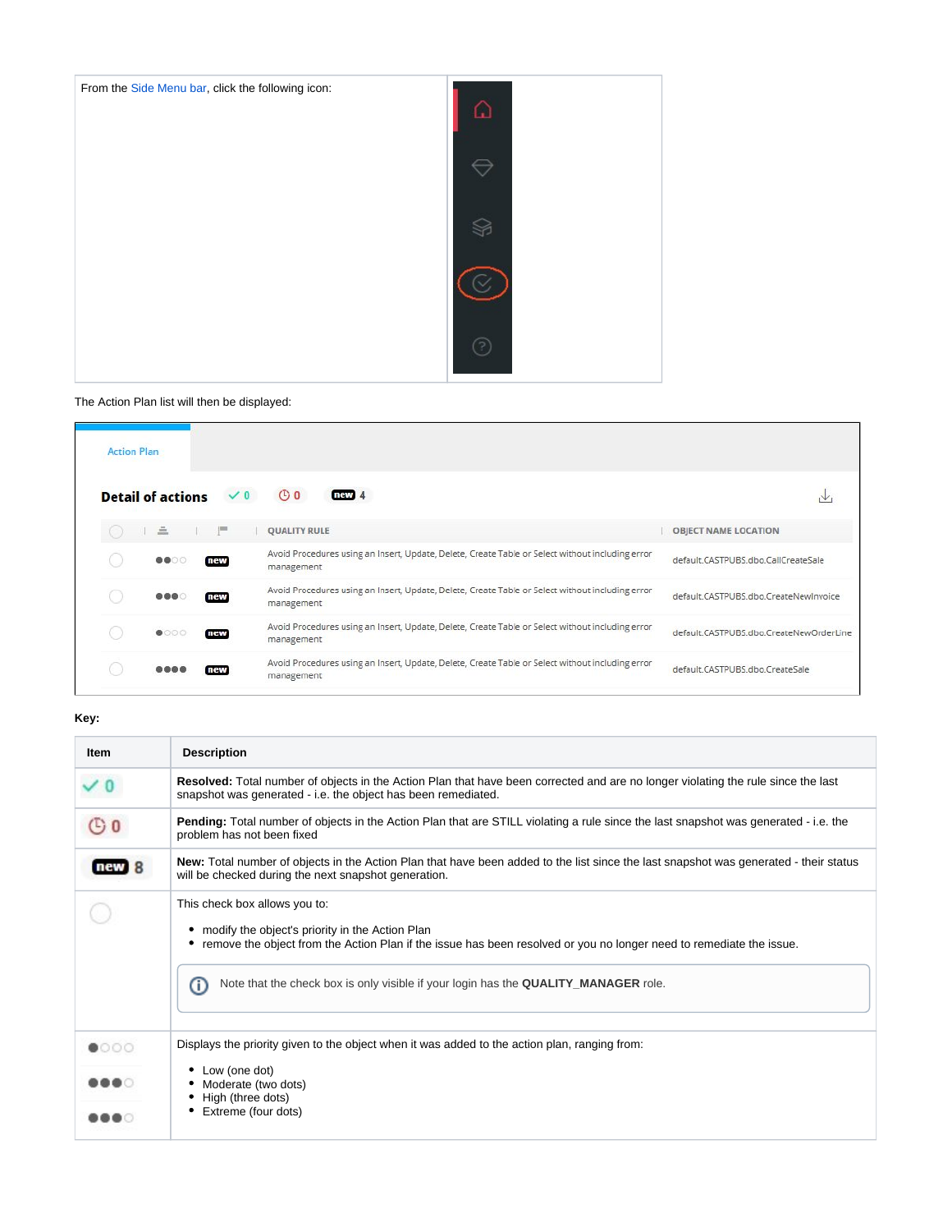| From the Side Menu bar, click the following icon: | |
| --- | --- |

The Action Plan list will then be displayed:

**Key:**

| Item | Description |
| --- | --- |
| ✓ 0 | **Resolved:** Total number of objects in the Action Plan that have been corrected and are no longer violating the rule since the last snapshot was generated - i.e. the object has been remediated. |
| 0 | **Pending:** Total number of objects in the Action Plan that are STILL violating a rule since the last snapshot was generated - i.e. the problem has not been fixed |
| new 8 | **New:** Total number of objects in the Action Plan that have been added to the list since the last snapshot was generated - their status will be checked during the next snapshot generation. |
| | This check box allows you to:<br>• modify the object's priority in the Action Plan<br>• remove the object from the Action Plan if the issue has been resolved or you no longer need to remediate the issue.<br><br>Note that the check box is only visible if your login has the **QUALITY_MANAGER** role. |
| | Displays the priority given to the object when it was added to the action plan, ranging from:<br>• Low (one dot)<br>• Moderate (two dots)<br>• High (three dots)<br>• Extreme (four dots) |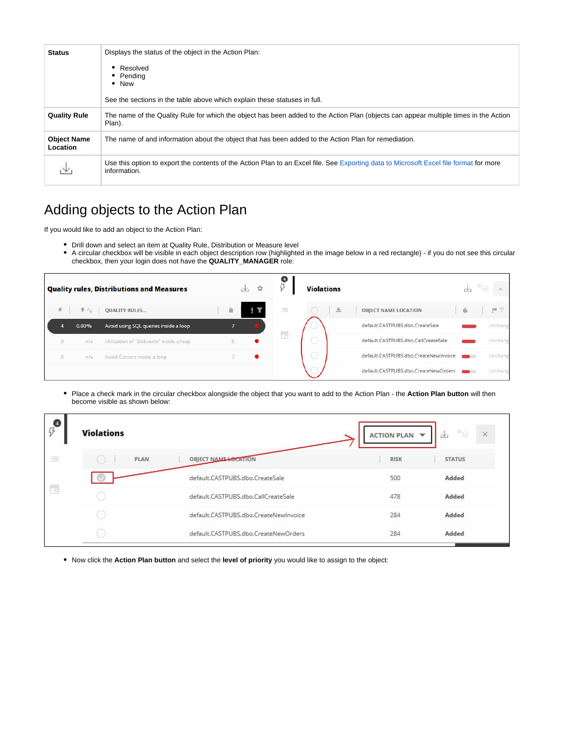| Status | Displays the status of the object in the Action Plan:<br><br>• Resolved<br>• Pending<br>• New<br><br>See the sections in the table above which explain these statuses in full. |
|---|---|
| **Quality Rule** | The name of the Quality Rule for which the object has been added to the Action Plan (objects can appear multiple times in the Action Plan). |
| **Object Name Location** | The name of and information about the object that has been added to the Action Plan for remediation. |
| | Use this option to export the contents of the Action Plan to an Excel file. See Exporting data to Microsoft Excel file format for more information. |

# Adding objects to the Action Plan

If you would like to add an object to the Action Plan:

- Drill down and select an item at Quality Rule, Distribution or Measure level
- A circular checkbox will be visible in each object description row (highlighted in the image below in a red rectangle) - if you do not see this circular checkbox, then your login does not have the **QUALITY_MANAGER** role:

- Place a check mark in the circular checkbox alongside the object that you want to add to the Action Plan - the **Action Plan button** will then become visible as shown below:

- Now click the **Action Plan button** and select the **level of priority** you would like to assign to the object: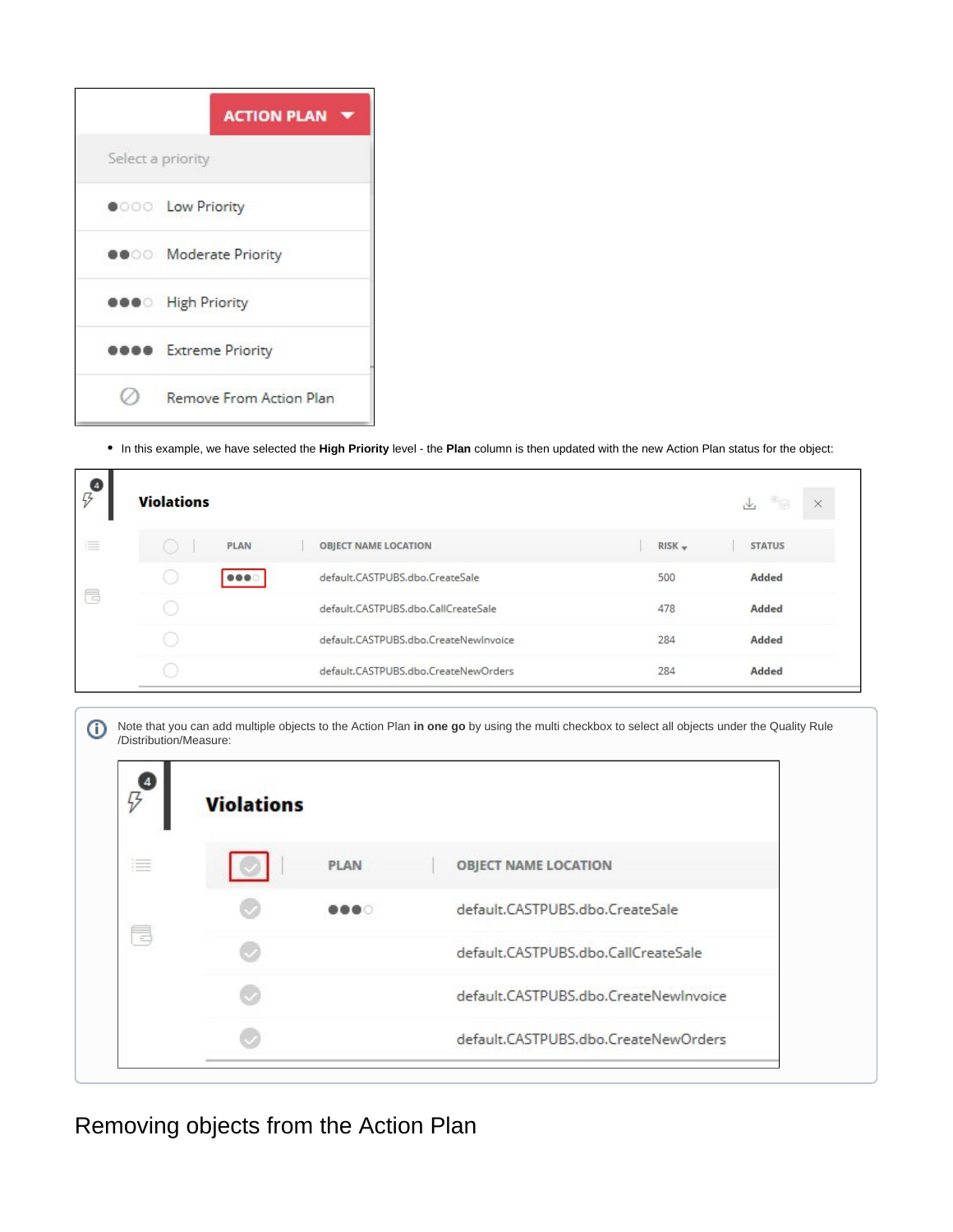- In this example, we have selected the **High Priority** level - the **Plan** column is then updated with the new Action Plan status for the object:

Note that you can add multiple objects to the Action Plan **in one go** by using the multi checkbox to select all objects under the Quality Rule /Distribution/Measure:

## Removing objects from the Action Plan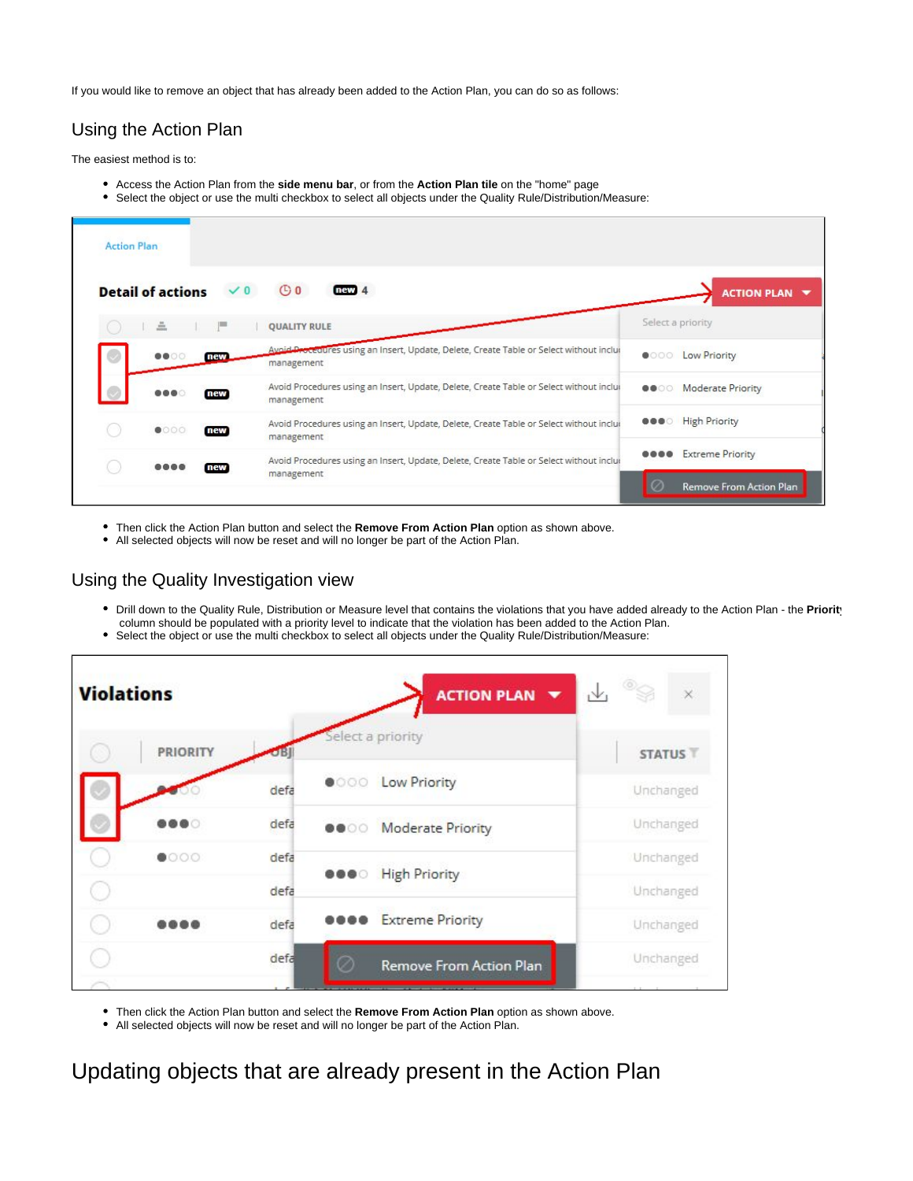If you would like to remove an object that has already been added to the Action Plan, you can do so as follows:

## Using the Action Plan

The easiest method is to:

- Access the Action Plan from the **side menu bar**, or from the **Action Plan tile** on the "home" page
- Select the object or use the multi checkbox to select all objects under the Quality Rule/Distribution/Measure:

- Then click the Action Plan button and select the **Remove From Action Plan** option as shown above.
- All selected objects will now be reset and will no longer be part of the Action Plan.

## Using the Quality Investigation view

- Drill down to the Quality Rule, Distribution or Measure level that contains the violations that you have added already to the Action Plan - the **Priority** column should be populated with a priority level to indicate that the violation has been added to the Action Plan.
- Select the object or use the multi checkbox to select all objects under the Quality Rule/Distribution/Measure:

- Then click the Action Plan button and select the **Remove From Action Plan** option as shown above.
- All selected objects will now be reset and will no longer be part of the Action Plan.

# Updating objects that are already present in the Action Plan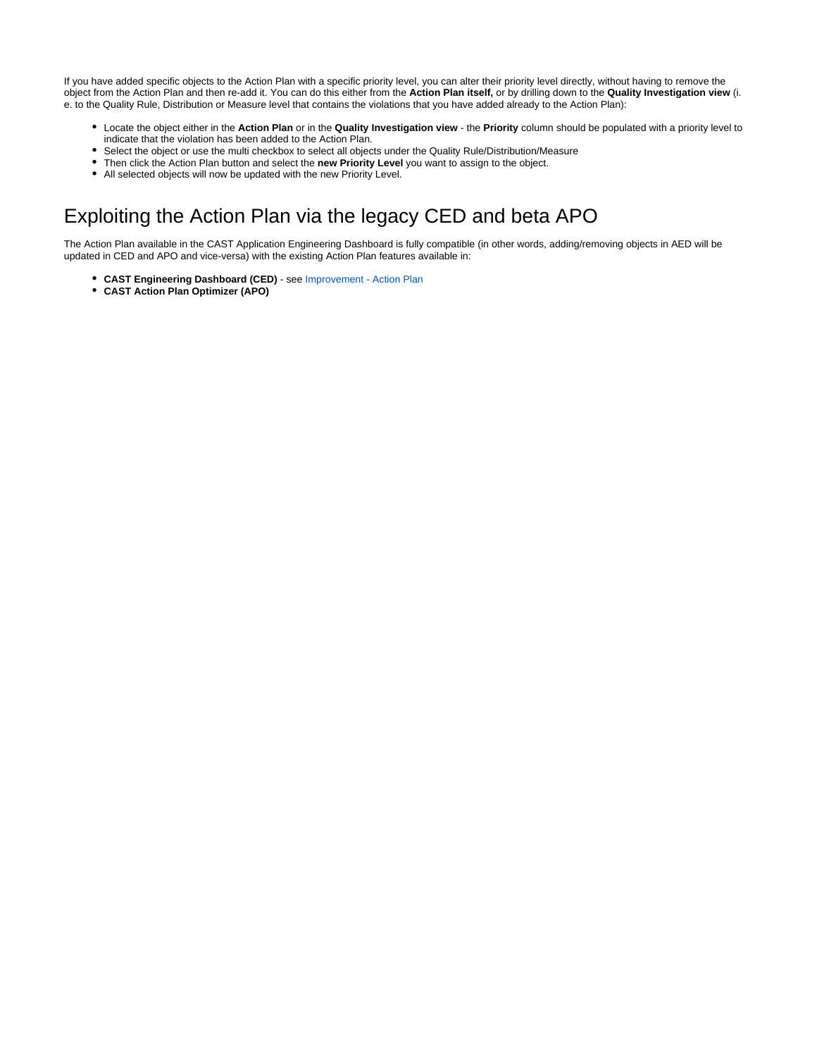If you have added specific objects to the Action Plan with a specific priority level, you can alter their priority level directly, without having to remove the object from the Action Plan and then re-add it. You can do this either from the **Action Plan itself,** or by drilling down to the **Quality Investigation view** (i.e. to the Quality Rule, Distribution or Measure level that contains the violations that you have added already to the Action Plan):

- Locate the object either in the **Action Plan** or in the **Quality Investigation view** - the **Priority** column should be populated with a priority level to indicate that the violation has been added to the Action Plan.
- Select the object or use the multi checkbox to select all objects under the Quality Rule/Distribution/Measure
- Then click the Action Plan button and select the **new Priority Level** you want to assign to the object.
- All selected objects will now be updated with the new Priority Level.

# Exploiting the Action Plan via the legacy CED and beta APO

The Action Plan available in the CAST Application Engineering Dashboard is fully compatible (in other words, adding/removing objects in AED will be updated in CED and APO and vice-versa) with the existing Action Plan features available in:

- **CAST Engineering Dashboard (CED)** - see Improvement - Action Plan
- **CAST Action Plan Optimizer (APO)**